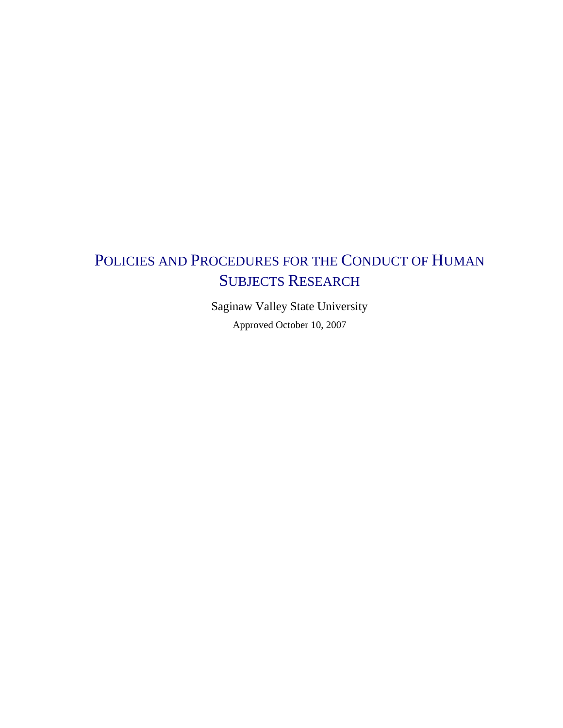# Policies and Procedures for the Conduct of Human Subjects Research

Saginaw Valley State University

Approved October 10, 2007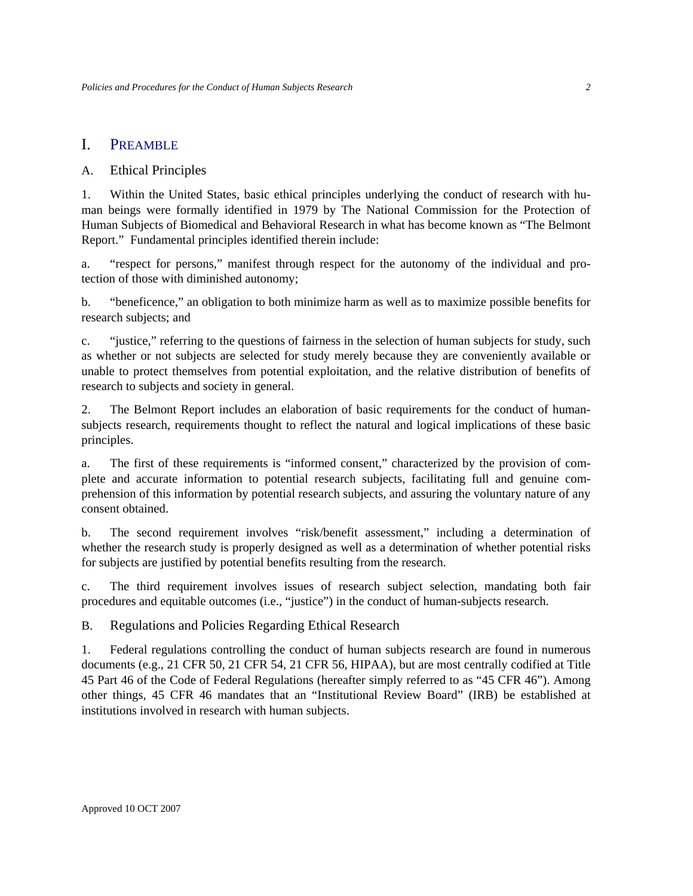# I. PREAMBLE

## A. Ethical Principles

1. Within the United States, basic ethical principles underlying the conduct of research with human beings were formally identified in 1979 by The National Commission for the Protection of Human Subjects of Biomedical and Behavioral Research in what has become known as "The Belmont Report." Fundamental principles identified therein include:

a. "respect for persons," manifest through respect for the autonomy of the individual and protection of those with diminished autonomy;

b. "beneficence," an obligation to both minimize harm as well as to maximize possible benefits for research subjects; and

c. "justice," referring to the questions of fairness in the selection of human subjects for study, such as whether or not subjects are selected for study merely because they are conveniently available or unable to protect themselves from potential exploitation, and the relative distribution of benefits of research to subjects and society in general.

2. The Belmont Report includes an elaboration of basic requirements for the conduct of human-subjects research, requirements thought to reflect the natural and logical implications of these basic principles.

a. The first of these requirements is "informed consent," characterized by the provision of complete and accurate information to potential research subjects, facilitating full and genuine comprehension of this information by potential research subjects, and assuring the voluntary nature of any consent obtained.

b. The second requirement involves "risk/benefit assessment," including a determination of whether the research study is properly designed as well as a determination of whether potential risks for subjects are justified by potential benefits resulting from the research.

c. The third requirement involves issues of research subject selection, mandating both fair procedures and equitable outcomes (i.e., "justice") in the conduct of human-subjects research.

## B. Regulations and Policies Regarding Ethical Research

1. Federal regulations controlling the conduct of human subjects research are found in numerous documents (e.g., 21 CFR 50, 21 CFR 54, 21 CFR 56, HIPAA), but are most centrally codified at Title 45 Part 46 of the Code of Federal Regulations (hereafter simply referred to as "45 CFR 46"). Among other things, 45 CFR 46 mandates that an "Institutional Review Board" (IRB) be established at institutions involved in research with human subjects.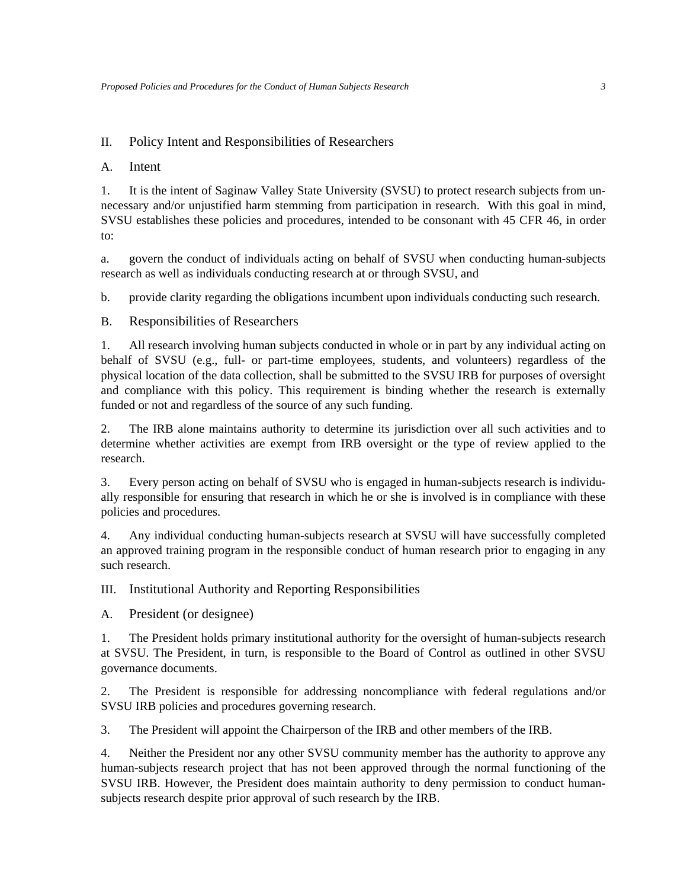## II. Policy Intent and Responsibilities of Researchers

### A. Intent

1. It is the intent of Saginaw Valley State University (SVSU) to protect research subjects from unnecessary and/or unjustified harm stemming from participation in research. With this goal in mind, SVSU establishes these policies and procedures, intended to be consonant with 45 CFR 46, in order to:

a. govern the conduct of individuals acting on behalf of SVSU when conducting human-subjects research as well as individuals conducting research at or through SVSU, and

b. provide clarity regarding the obligations incumbent upon individuals conducting such research.

### B. Responsibilities of Researchers

1. All research involving human subjects conducted in whole or in part by any individual acting on behalf of SVSU (e.g., full- or part-time employees, students, and volunteers) regardless of the physical location of the data collection, shall be submitted to the SVSU IRB for purposes of oversight and compliance with this policy. This requirement is binding whether the research is externally funded or not and regardless of the source of any such funding.

2. The IRB alone maintains authority to determine its jurisdiction over all such activities and to determine whether activities are exempt from IRB oversight or the type of review applied to the research.

3. Every person acting on behalf of SVSU who is engaged in human-subjects research is individually responsible for ensuring that research in which he or she is involved is in compliance with these policies and procedures.

4. Any individual conducting human-subjects research at SVSU will have successfully completed an approved training program in the responsible conduct of human research prior to engaging in any such research.

## III. Institutional Authority and Reporting Responsibilities

### A. President (or designee)

1. The President holds primary institutional authority for the oversight of human-subjects research at SVSU. The President, in turn, is responsible to the Board of Control as outlined in other SVSU governance documents.

2. The President is responsible for addressing noncompliance with federal regulations and/or SVSU IRB policies and procedures governing research.

3. The President will appoint the Chairperson of the IRB and other members of the IRB.

4. Neither the President nor any other SVSU community member has the authority to approve any human-subjects research project that has not been approved through the normal functioning of the SVSU IRB. However, the President does maintain authority to deny permission to conduct human-subjects research despite prior approval of such research by the IRB.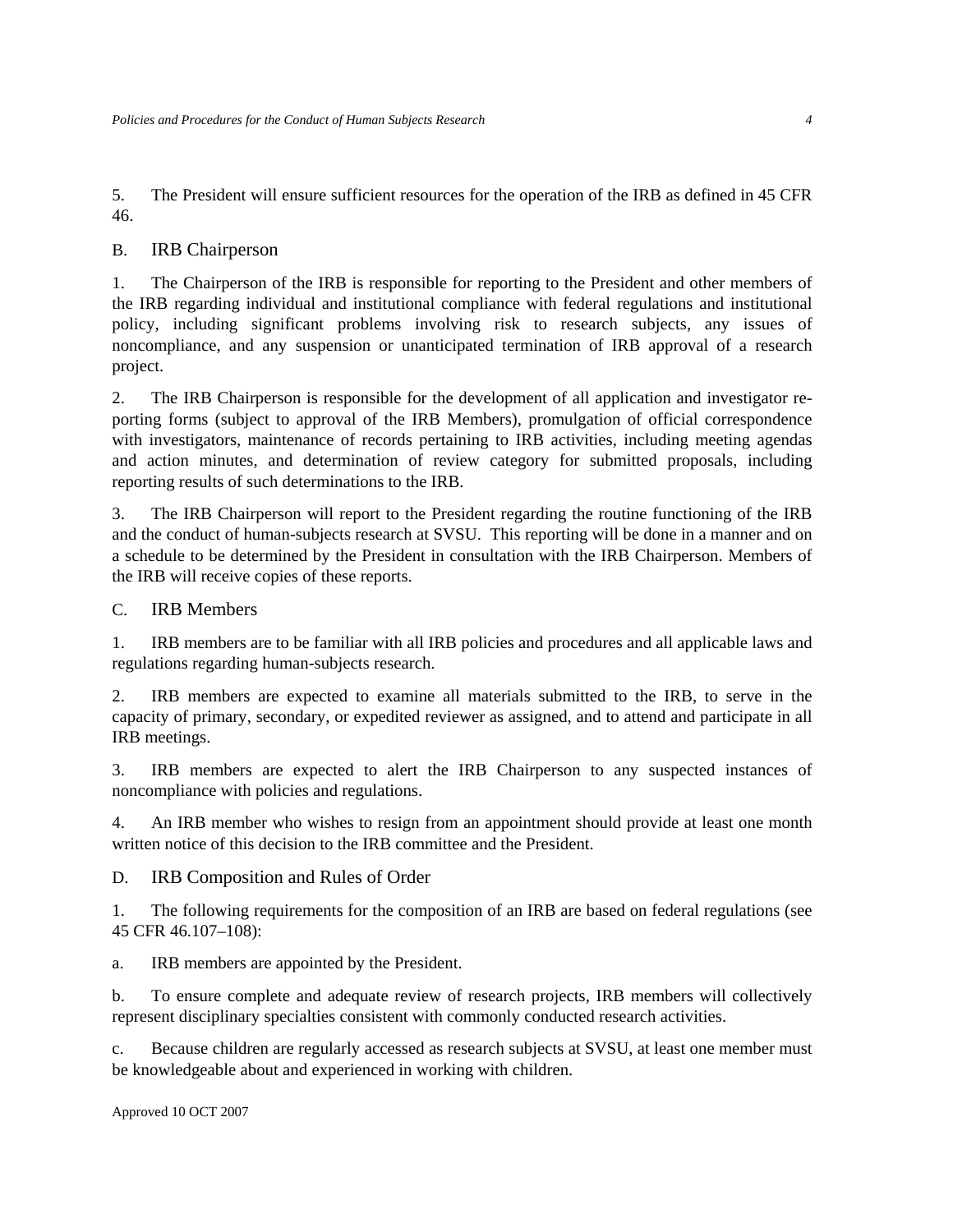5. The President will ensure sufficient resources for the operation of the IRB as defined in 45 CFR 46.

## B. IRB Chairperson

1. The Chairperson of the IRB is responsible for reporting to the President and other members of the IRB regarding individual and institutional compliance with federal regulations and institutional policy, including significant problems involving risk to research subjects, any issues of noncompliance, and any suspension or unanticipated termination of IRB approval of a research project.

2. The IRB Chairperson is responsible for the development of all application and investigator reporting forms (subject to approval of the IRB Members), promulgation of official correspondence with investigators, maintenance of records pertaining to IRB activities, including meeting agendas and action minutes, and determination of review category for submitted proposals, including reporting results of such determinations to the IRB.

3. The IRB Chairperson will report to the President regarding the routine functioning of the IRB and the conduct of human-subjects research at SVSU. This reporting will be done in a manner and on a schedule to be determined by the President in consultation with the IRB Chairperson. Members of the IRB will receive copies of these reports.

## C. IRB Members

1. IRB members are to be familiar with all IRB policies and procedures and all applicable laws and regulations regarding human-subjects research.

2. IRB members are expected to examine all materials submitted to the IRB, to serve in the capacity of primary, secondary, or expedited reviewer as assigned, and to attend and participate in all IRB meetings.

3. IRB members are expected to alert the IRB Chairperson to any suspected instances of noncompliance with policies and regulations.

4. An IRB member who wishes to resign from an appointment should provide at least one month written notice of this decision to the IRB committee and the President.

## D. IRB Composition and Rules of Order

1. The following requirements for the composition of an IRB are based on federal regulations (see 45 CFR 46.107–108):

a. IRB members are appointed by the President.

b. To ensure complete and adequate review of research projects, IRB members will collectively represent disciplinary specialties consistent with commonly conducted research activities.

c. Because children are regularly accessed as research subjects at SVSU, at least one member must be knowledgeable about and experienced in working with children.

Approved 10 OCT 2007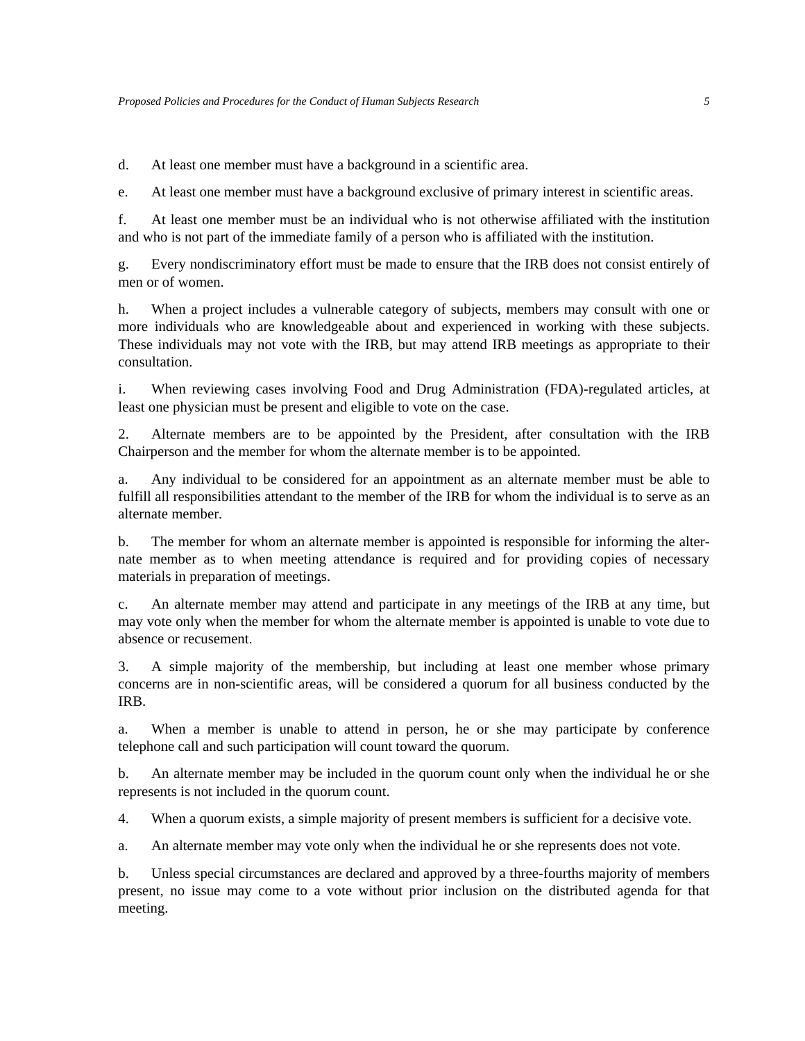d. At least one member must have a background in a scientific area.

e. At least one member must have a background exclusive of primary interest in scientific areas.

f. At least one member must be an individual who is not otherwise affiliated with the institution and who is not part of the immediate family of a person who is affiliated with the institution.

g. Every nondiscriminatory effort must be made to ensure that the IRB does not consist entirely of men or of women.

h. When a project includes a vulnerable category of subjects, members may consult with one or more individuals who are knowledgeable about and experienced in working with these subjects. These individuals may not vote with the IRB, but may attend IRB meetings as appropriate to their consultation.

i. When reviewing cases involving Food and Drug Administration (FDA)-regulated articles, at least one physician must be present and eligible to vote on the case.

2. Alternate members are to be appointed by the President, after consultation with the IRB Chairperson and the member for whom the alternate member is to be appointed.

a. Any individual to be considered for an appointment as an alternate member must be able to fulfill all responsibilities attendant to the member of the IRB for whom the individual is to serve as an alternate member.

b. The member for whom an alternate member is appointed is responsible for informing the alternate member as to when meeting attendance is required and for providing copies of necessary materials in preparation of meetings.

c. An alternate member may attend and participate in any meetings of the IRB at any time, but may vote only when the member for whom the alternate member is appointed is unable to vote due to absence or recusement.

3. A simple majority of the membership, but including at least one member whose primary concerns are in non-scientific areas, will be considered a quorum for all business conducted by the IRB.

a. When a member is unable to attend in person, he or she may participate by conference telephone call and such participation will count toward the quorum.

b. An alternate member may be included in the quorum count only when the individual he or she represents is not included in the quorum count.

4. When a quorum exists, a simple majority of present members is sufficient for a decisive vote.

a. An alternate member may vote only when the individual he or she represents does not vote.

b. Unless special circumstances are declared and approved by a three-fourths majority of members present, no issue may come to a vote without prior inclusion on the distributed agenda for that meeting.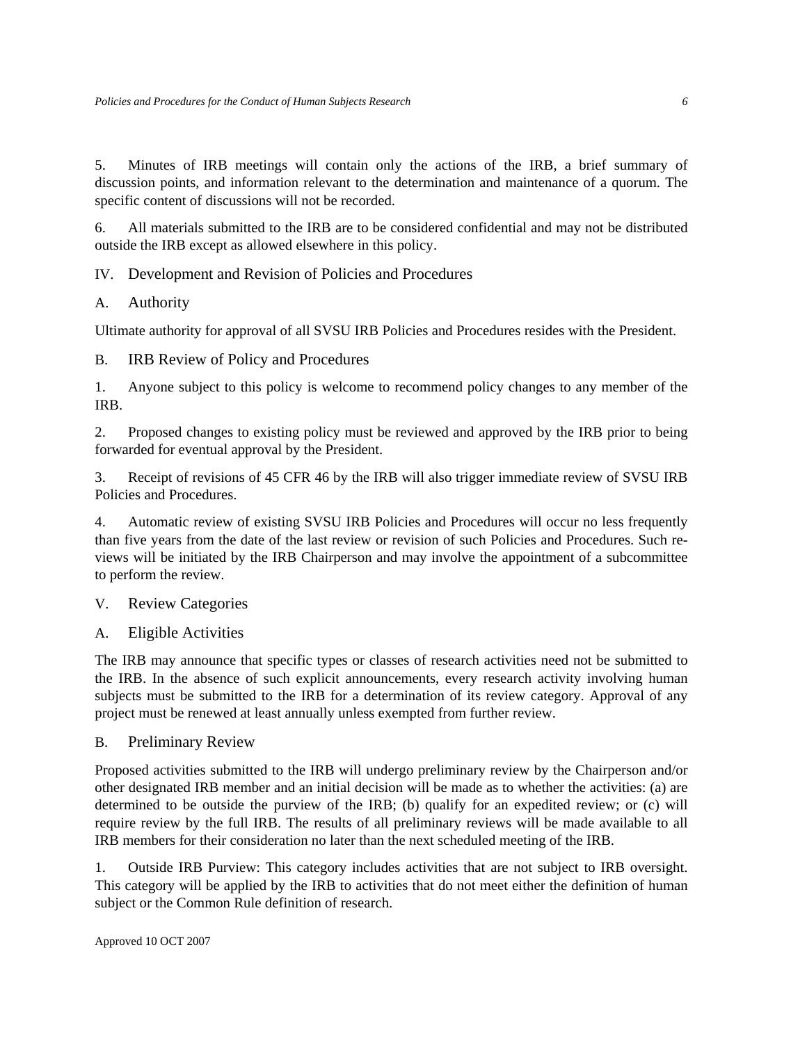5. Minutes of IRB meetings will contain only the actions of the IRB, a brief summary of discussion points, and information relevant to the determination and maintenance of a quorum. The specific content of discussions will not be recorded.

6. All materials submitted to the IRB are to be considered confidential and may not be distributed outside the IRB except as allowed elsewhere in this policy.

## IV. Development and Revision of Policies and Procedures

### A. Authority

Ultimate authority for approval of all SVSU IRB Policies and Procedures resides with the President.

### B. IRB Review of Policy and Procedures

1. Anyone subject to this policy is welcome to recommend policy changes to any member of the IRB.

2. Proposed changes to existing policy must be reviewed and approved by the IRB prior to being forwarded for eventual approval by the President.

3. Receipt of revisions of 45 CFR 46 by the IRB will also trigger immediate review of SVSU IRB Policies and Procedures.

4. Automatic review of existing SVSU IRB Policies and Procedures will occur no less frequently than five years from the date of the last review or revision of such Policies and Procedures. Such reviews will be initiated by the IRB Chairperson and may involve the appointment of a subcommittee to perform the review.

## V. Review Categories

### A. Eligible Activities

The IRB may announce that specific types or classes of research activities need not be submitted to the IRB. In the absence of such explicit announcements, every research activity involving human subjects must be submitted to the IRB for a determination of its review category. Approval of any project must be renewed at least annually unless exempted from further review.

### B. Preliminary Review

Proposed activities submitted to the IRB will undergo preliminary review by the Chairperson and/or other designated IRB member and an initial decision will be made as to whether the activities: (a) are determined to be outside the purview of the IRB; (b) qualify for an expedited review; or (c) will require review by the full IRB. The results of all preliminary reviews will be made available to all IRB members for their consideration no later than the next scheduled meeting of the IRB.

1. Outside IRB Purview: This category includes activities that are not subject to IRB oversight. This category will be applied by the IRB to activities that do not meet either the definition of human subject or the Common Rule definition of research.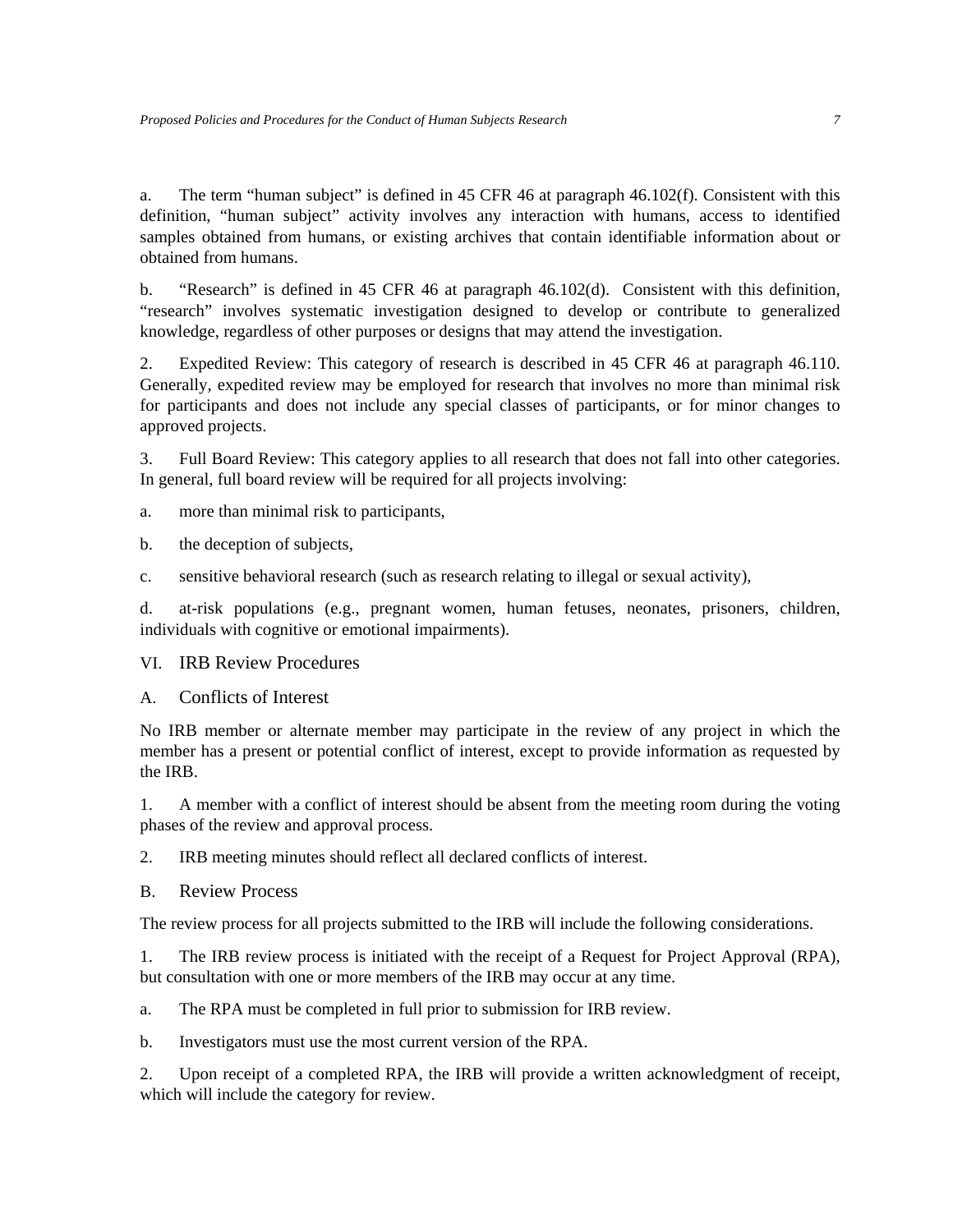a. The term “human subject” is defined in 45 CFR 46 at paragraph 46.102(f). Consistent with this definition, “human subject” activity involves any interaction with humans, access to identified samples obtained from humans, or existing archives that contain identifiable information about or obtained from humans.

b. “Research” is defined in 45 CFR 46 at paragraph 46.102(d). Consistent with this definition, “research” involves systematic investigation designed to develop or contribute to generalized knowledge, regardless of other purposes or designs that may attend the investigation.

2. Expedited Review: This category of research is described in 45 CFR 46 at paragraph 46.110. Generally, expedited review may be employed for research that involves no more than minimal risk for participants and does not include any special classes of participants, or for minor changes to approved projects.

3. Full Board Review: This category applies to all research that does not fall into other categories. In general, full board review will be required for all projects involving:

a. more than minimal risk to participants,

b. the deception of subjects,

c. sensitive behavioral research (such as research relating to illegal or sexual activity),

d. at-risk populations (e.g., pregnant women, human fetuses, neonates, prisoners, children, individuals with cognitive or emotional impairments).

## VI. IRB Review Procedures

### A. Conflicts of Interest

No IRB member or alternate member may participate in the review of any project in which the member has a present or potential conflict of interest, except to provide information as requested by the IRB.

1. A member with a conflict of interest should be absent from the meeting room during the voting phases of the review and approval process.

2. IRB meeting minutes should reflect all declared conflicts of interest.

### B. Review Process

The review process for all projects submitted to the IRB will include the following considerations.

1. The IRB review process is initiated with the receipt of a Request for Project Approval (RPA), but consultation with one or more members of the IRB may occur at any time.

a. The RPA must be completed in full prior to submission for IRB review.

b. Investigators must use the most current version of the RPA.

2. Upon receipt of a completed RPA, the IRB will provide a written acknowledgment of receipt, which will include the category for review.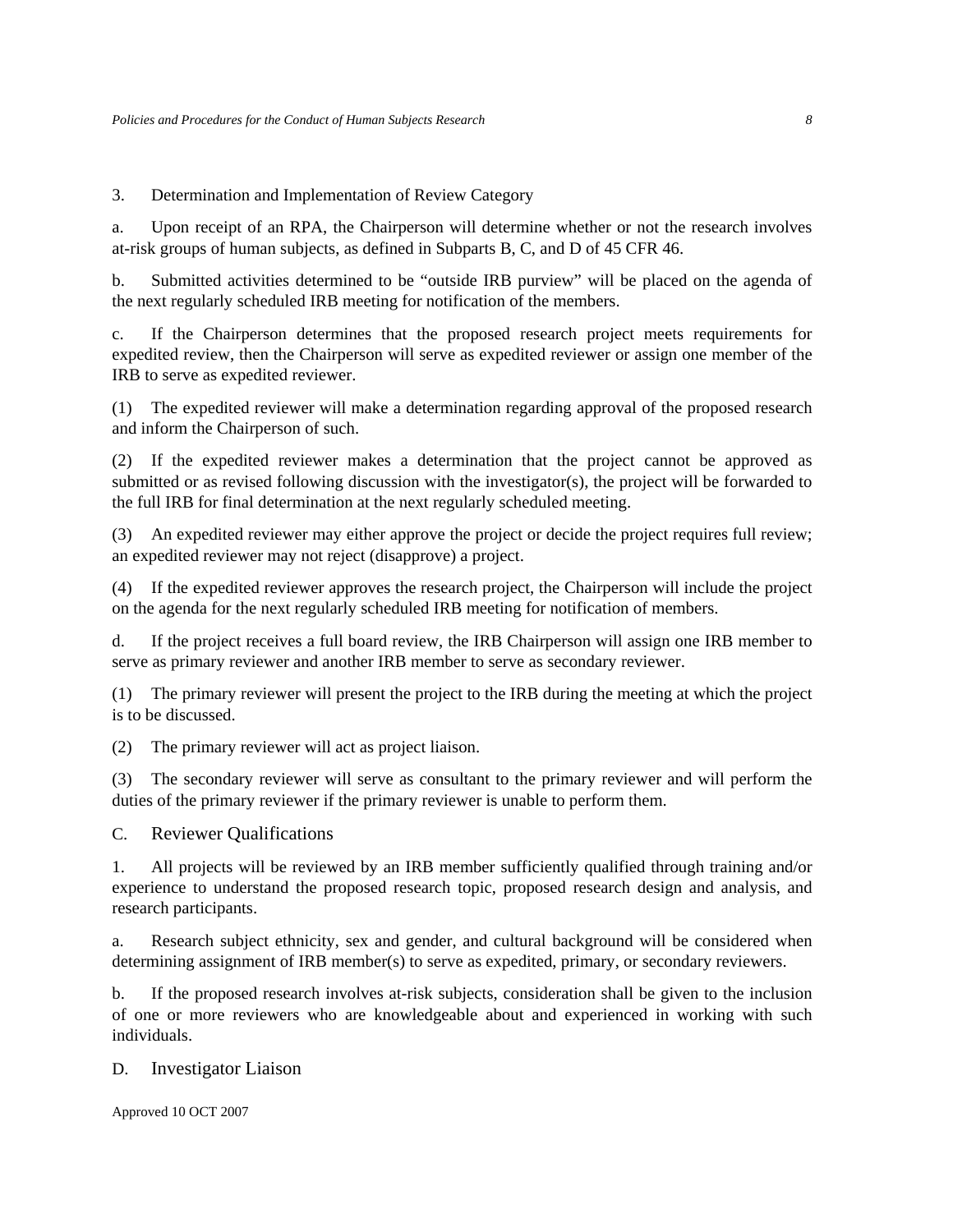3. Determination and Implementation of Review Category

a. Upon receipt of an RPA, the Chairperson will determine whether or not the research involves at-risk groups of human subjects, as defined in Subparts B, C, and D of 45 CFR 46.

b. Submitted activities determined to be "outside IRB purview" will be placed on the agenda of the next regularly scheduled IRB meeting for notification of the members.

c. If the Chairperson determines that the proposed research project meets requirements for expedited review, then the Chairperson will serve as expedited reviewer or assign one member of the IRB to serve as expedited reviewer.

(1) The expedited reviewer will make a determination regarding approval of the proposed research and inform the Chairperson of such.

(2) If the expedited reviewer makes a determination that the project cannot be approved as submitted or as revised following discussion with the investigator(s), the project will be forwarded to the full IRB for final determination at the next regularly scheduled meeting.

(3) An expedited reviewer may either approve the project or decide the project requires full review; an expedited reviewer may not reject (disapprove) a project.

(4) If the expedited reviewer approves the research project, the Chairperson will include the project on the agenda for the next regularly scheduled IRB meeting for notification of members.

d. If the project receives a full board review, the IRB Chairperson will assign one IRB member to serve as primary reviewer and another IRB member to serve as secondary reviewer.

(1) The primary reviewer will present the project to the IRB during the meeting at which the project is to be discussed.

(2) The primary reviewer will act as project liaison.

(3) The secondary reviewer will serve as consultant to the primary reviewer and will perform the duties of the primary reviewer if the primary reviewer is unable to perform them.

## C. Reviewer Qualifications

1. All projects will be reviewed by an IRB member sufficiently qualified through training and/or experience to understand the proposed research topic, proposed research design and analysis, and research participants.

a. Research subject ethnicity, sex and gender, and cultural background will be considered when determining assignment of IRB member(s) to serve as expedited, primary, or secondary reviewers.

b. If the proposed research involves at-risk subjects, consideration shall be given to the inclusion of one or more reviewers who are knowledgeable about and experienced in working with such individuals.

## D. Investigator Liaison

Approved 10 OCT 2007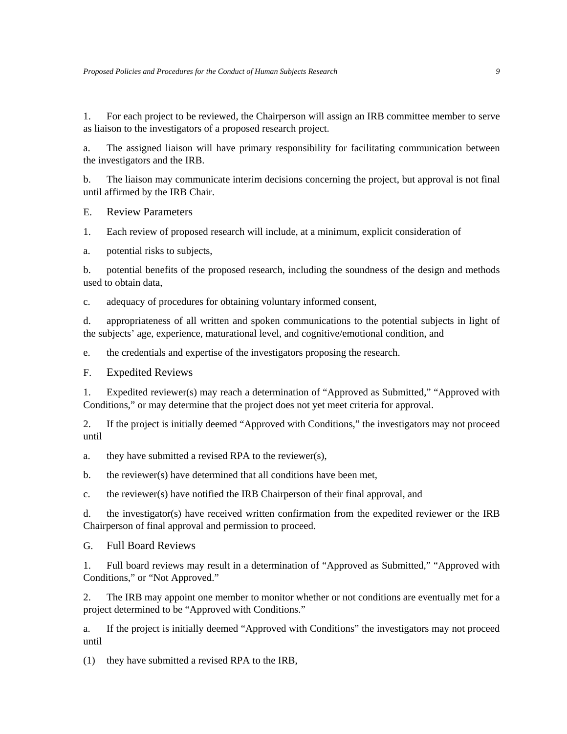1. For each project to be reviewed, the Chairperson will assign an IRB committee member to serve as liaison to the investigators of a proposed research project.

a. The assigned liaison will have primary responsibility for facilitating communication between the investigators and the IRB.

b. The liaison may communicate interim decisions concerning the project, but approval is not final until affirmed by the IRB Chair.

E. Review Parameters

1. Each review of proposed research will include, at a minimum, explicit consideration of

a. potential risks to subjects,

b. potential benefits of the proposed research, including the soundness of the design and methods used to obtain data,

c. adequacy of procedures for obtaining voluntary informed consent,

d. appropriateness of all written and spoken communications to the potential subjects in light of the subjects' age, experience, maturational level, and cognitive/emotional condition, and

e. the credentials and expertise of the investigators proposing the research.

F. Expedited Reviews

1. Expedited reviewer(s) may reach a determination of "Approved as Submitted," "Approved with Conditions," or may determine that the project does not yet meet criteria for approval.

2. If the project is initially deemed "Approved with Conditions," the investigators may not proceed until

a. they have submitted a revised RPA to the reviewer(s),

b. the reviewer(s) have determined that all conditions have been met,

c. the reviewer(s) have notified the IRB Chairperson of their final approval, and

d. the investigator(s) have received written confirmation from the expedited reviewer or the IRB Chairperson of final approval and permission to proceed.

G. Full Board Reviews

1. Full board reviews may result in a determination of "Approved as Submitted," "Approved with Conditions," or "Not Approved."

2. The IRB may appoint one member to monitor whether or not conditions are eventually met for a project determined to be "Approved with Conditions."

a. If the project is initially deemed "Approved with Conditions" the investigators may not proceed until

(1) they have submitted a revised RPA to the IRB,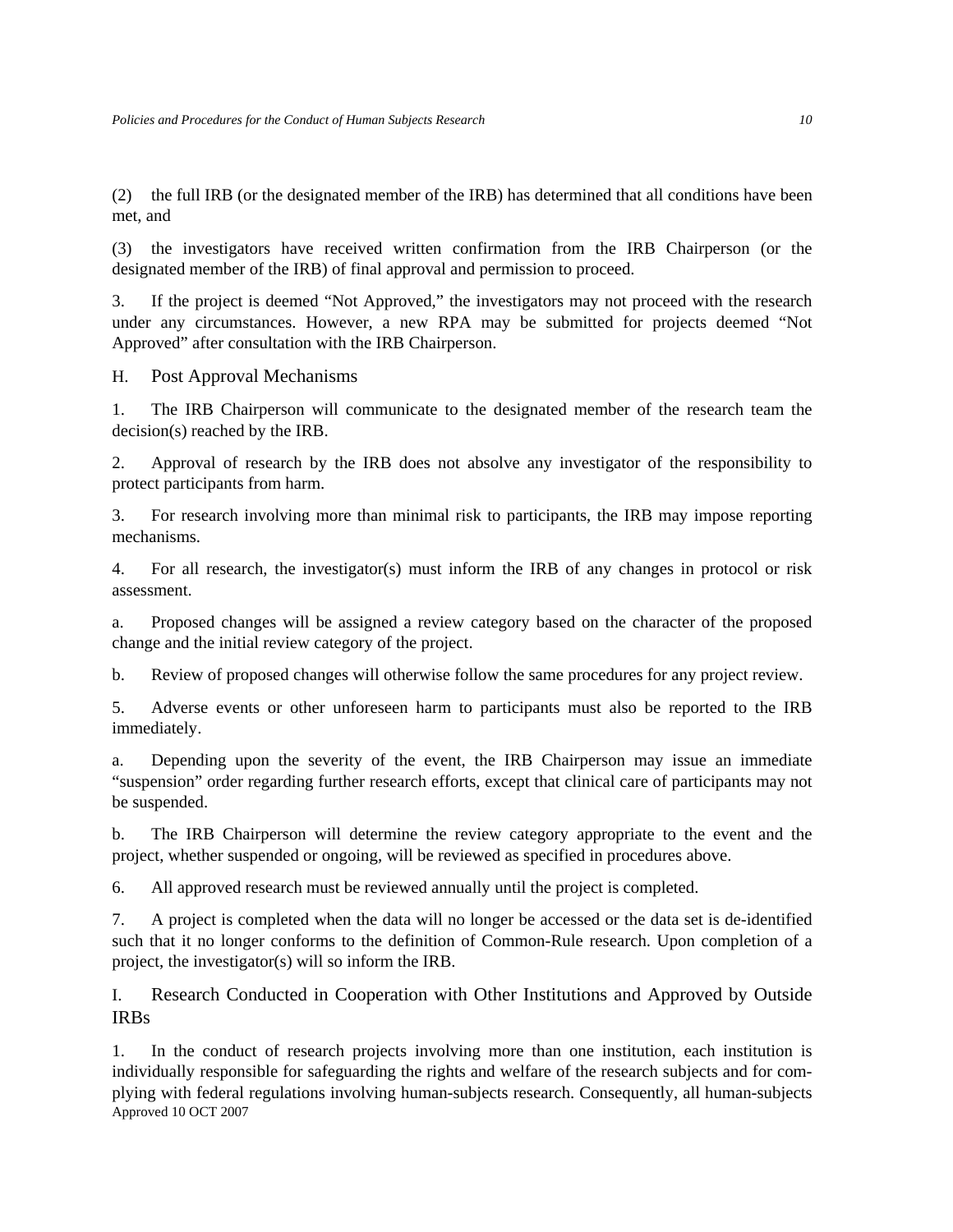(2) the full IRB (or the designated member of the IRB) has determined that all conditions have been met, and

(3) the investigators have received written confirmation from the IRB Chairperson (or the designated member of the IRB) of final approval and permission to proceed.

3. If the project is deemed “Not Approved,” the investigators may not proceed with the research under any circumstances. However, a new RPA may be submitted for projects deemed “Not Approved” after consultation with the IRB Chairperson.

## H. Post Approval Mechanisms

1. The IRB Chairperson will communicate to the designated member of the research team the decision(s) reached by the IRB.

2. Approval of research by the IRB does not absolve any investigator of the responsibility to protect participants from harm.

3. For research involving more than minimal risk to participants, the IRB may impose reporting mechanisms.

4. For all research, the investigator(s) must inform the IRB of any changes in protocol or risk assessment.

a. Proposed changes will be assigned a review category based on the character of the proposed change and the initial review category of the project.

b. Review of proposed changes will otherwise follow the same procedures for any project review.

5. Adverse events or other unforeseen harm to participants must also be reported to the IRB immediately.

a. Depending upon the severity of the event, the IRB Chairperson may issue an immediate “suspension” order regarding further research efforts, except that clinical care of participants may not be suspended.

b. The IRB Chairperson will determine the review category appropriate to the event and the project, whether suspended or ongoing, will be reviewed as specified in procedures above.

6. All approved research must be reviewed annually until the project is completed.

7. A project is completed when the data will no longer be accessed or the data set is de-identified such that it no longer conforms to the definition of Common-Rule research. Upon completion of a project, the investigator(s) will so inform the IRB.

## I. Research Conducted in Cooperation with Other Institutions and Approved by Outside IRBs

1. In the conduct of research projects involving more than one institution, each institution is individually responsible for safeguarding the rights and welfare of the research subjects and for complying with federal regulations involving human-subjects research. Consequently, all human-subjects

Approved 10 OCT 2007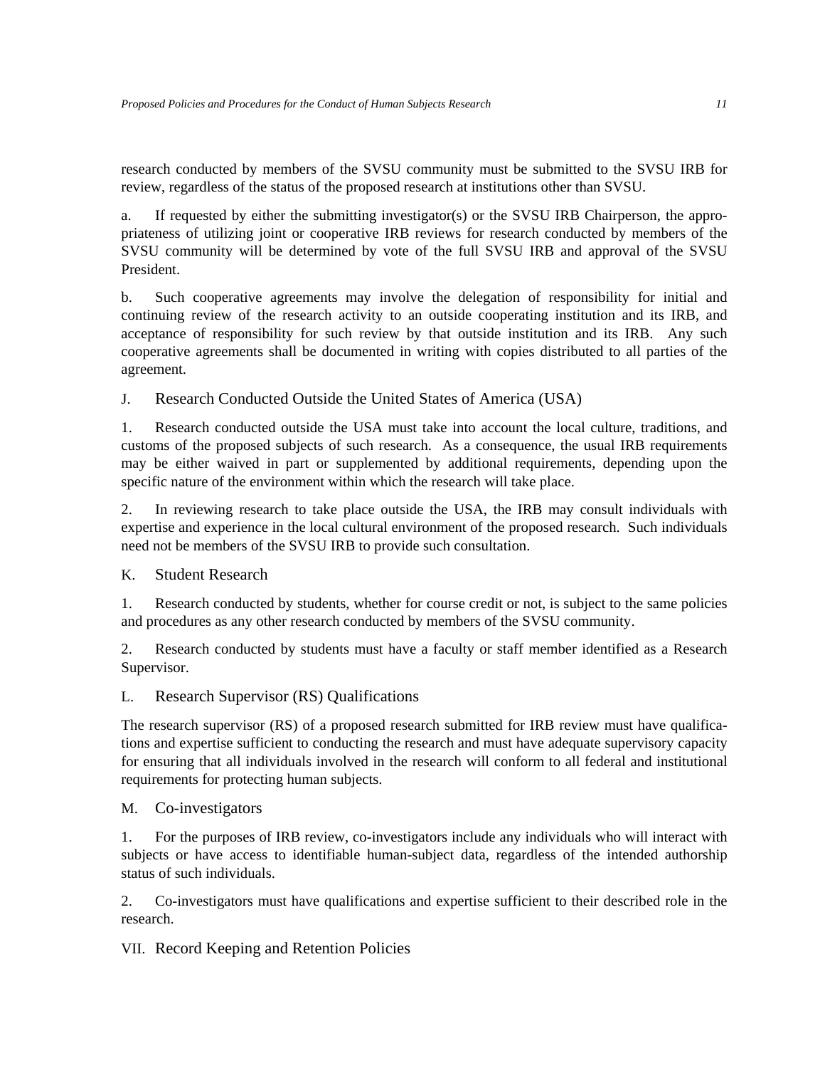research conducted by members of the SVSU community must be submitted to the SVSU IRB for review, regardless of the status of the proposed research at institutions other than SVSU.

a. If requested by either the submitting investigator(s) or the SVSU IRB Chairperson, the appropriateness of utilizing joint or cooperative IRB reviews for research conducted by members of the SVSU community will be determined by vote of the full SVSU IRB and approval of the SVSU President.

b. Such cooperative agreements may involve the delegation of responsibility for initial and continuing review of the research activity to an outside cooperating institution and its IRB, and acceptance of responsibility for such review by that outside institution and its IRB. Any such cooperative agreements shall be documented in writing with copies distributed to all parties of the agreement.

### J. Research Conducted Outside the United States of America (USA)

1. Research conducted outside the USA must take into account the local culture, traditions, and customs of the proposed subjects of such research. As a consequence, the usual IRB requirements may be either waived in part or supplemented by additional requirements, depending upon the specific nature of the environment within which the research will take place.

2. In reviewing research to take place outside the USA, the IRB may consult individuals with expertise and experience in the local cultural environment of the proposed research. Such individuals need not be members of the SVSU IRB to provide such consultation.

### K. Student Research

1. Research conducted by students, whether for course credit or not, is subject to the same policies and procedures as any other research conducted by members of the SVSU community.

2. Research conducted by students must have a faculty or staff member identified as a Research Supervisor.

### L. Research Supervisor (RS) Qualifications

The research supervisor (RS) of a proposed research submitted for IRB review must have qualifications and expertise sufficient to conducting the research and must have adequate supervisory capacity for ensuring that all individuals involved in the research will conform to all federal and institutional requirements for protecting human subjects.

### M. Co-investigators

1. For the purposes of IRB review, co-investigators include any individuals who will interact with subjects or have access to identifiable human-subject data, regardless of the intended authorship status of such individuals.

2. Co-investigators must have qualifications and expertise sufficient to their described role in the research.

## VII. Record Keeping and Retention Policies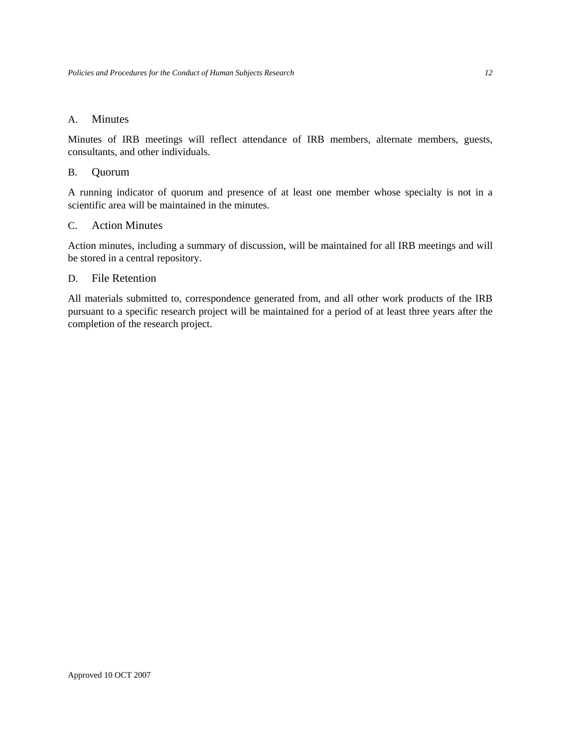### A. Minutes

Minutes of IRB meetings will reflect attendance of IRB members, alternate members, guests, consultants, and other individuals.

### B. Quorum

A running indicator of quorum and presence of at least one member whose specialty is not in a scientific area will be maintained in the minutes.

### C. Action Minutes

Action minutes, including a summary of discussion, will be maintained for all IRB meetings and will be stored in a central repository.

### D. File Retention

All materials submitted to, correspondence generated from, and all other work products of the IRB pursuant to a specific research project will be maintained for a period of at least three years after the completion of the research project.